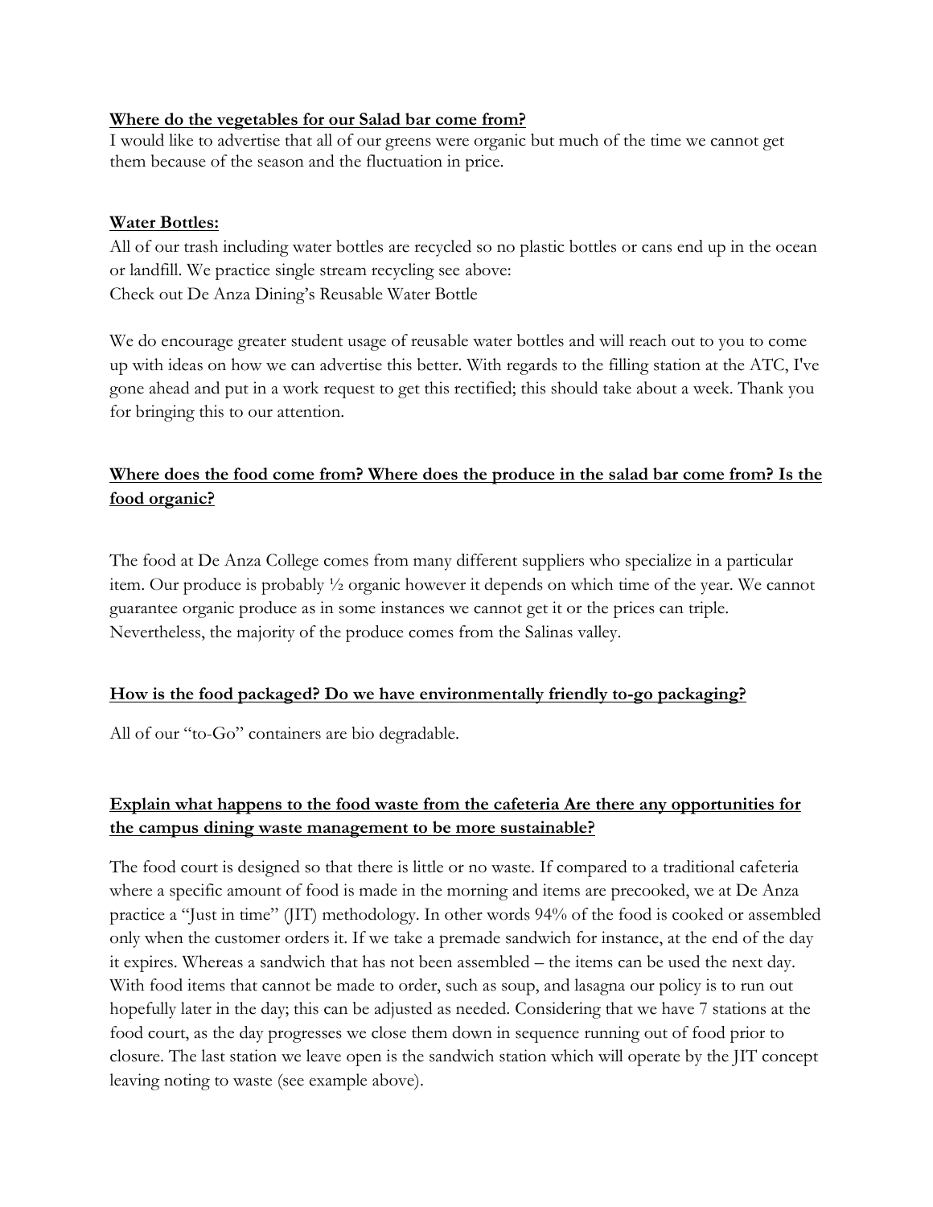**<u>Where do the vegetables for our Salad bar come from?</u>**

I would like to advertise that all of our greens were organic but much of the time we cannot get them because of the season and the fluctuation in price.

**<u>Water Bottles:</u>**

All of our trash including water bottles are recycled so no plastic bottles or cans end up in the ocean or landfill. We practice single stream recycling see above:
Check out De Anza Dining's Reusable Water Bottle

We do encourage greater student usage of reusable water bottles and will reach out to you to come up with ideas on how we can advertise this better. With regards to the filling station at the ATC, I've gone ahead and put in a work request to get this rectified; this should take about a week. Thank you for bringing this to our attention.

**<u>Where does the food come from? Where does the produce in the salad bar come from? Is the food organic?</u>**

The food at De Anza College comes from many different suppliers who specialize in a particular item. Our produce is probably ½ organic however it depends on which time of the year. We cannot guarantee organic produce as in some instances we cannot get it or the prices can triple. Nevertheless, the majority of the produce comes from the Salinas valley.

**<u>How is the food packaged? Do we have environmentally friendly to-go packaging?</u>**

All of our "to-Go" containers are bio degradable.

**<u>Explain what happens to the food waste from the cafeteria Are there any opportunities for the campus dining waste management to be more sustainable?</u>**

The food court is designed so that there is little or no waste. If compared to a traditional cafeteria where a specific amount of food is made in the morning and items are precooked, we at De Anza practice a "Just in time" (JIT) methodology. In other words 94% of the food is cooked or assembled only when the customer orders it. If we take a premade sandwich for instance, at the end of the day it expires. Whereas a sandwich that has not been assembled – the items can be used the next day. With food items that cannot be made to order, such as soup, and lasagna our policy is to run out hopefully later in the day; this can be adjusted as needed. Considering that we have 7 stations at the food court, as the day progresses we close them down in sequence running out of food prior to closure. The last station we leave open is the sandwich station which will operate by the JIT concept leaving noting to waste (see example above).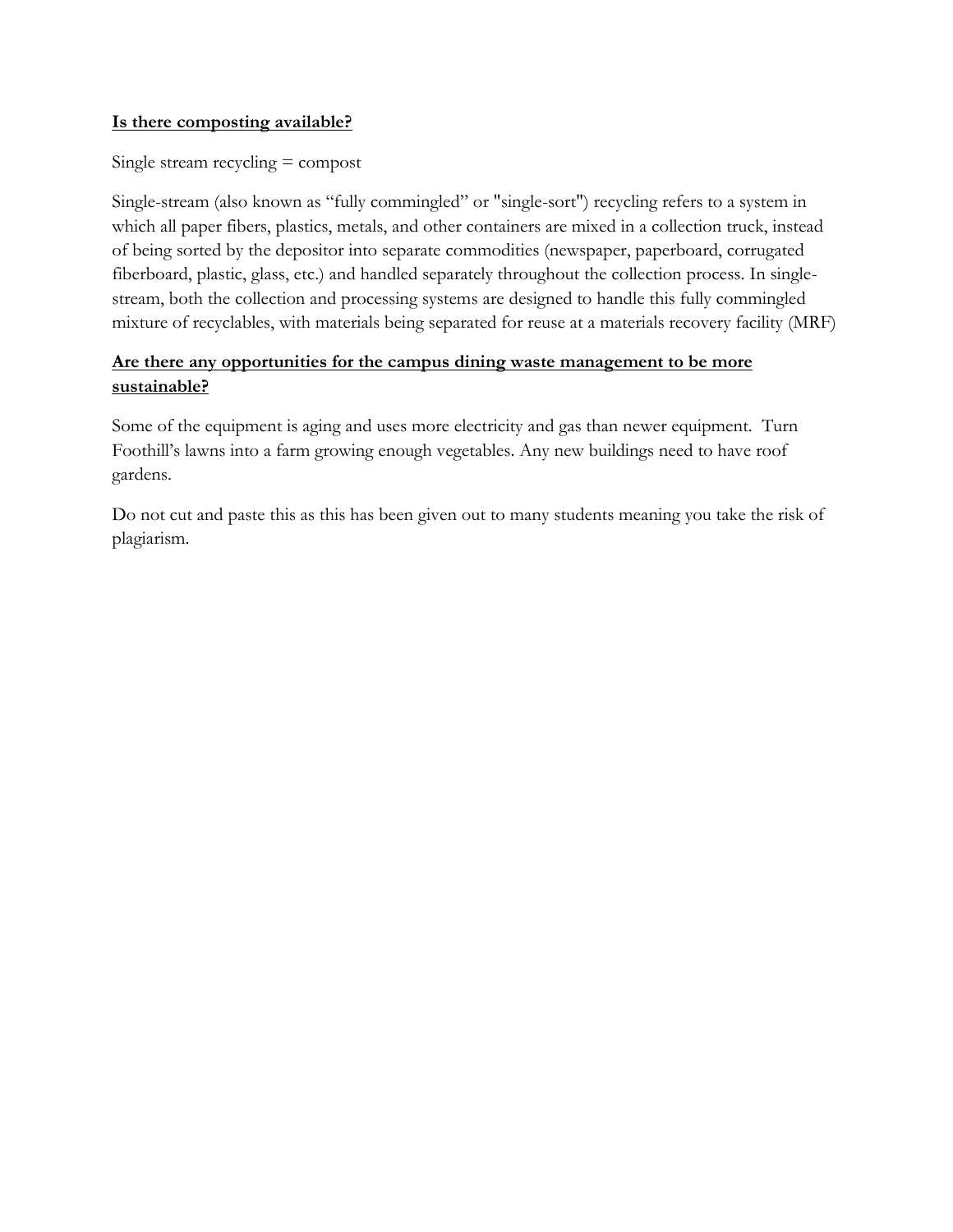**<u>Is there composting available?</u>**

Single stream recycling = compost

Single-stream (also known as "fully commingled" or "single-sort") recycling refers to a system in which all paper fibers, plastics, metals, and other containers are mixed in a collection truck, instead of being sorted by the depositor into separate commodities (newspaper, paperboard, corrugated fiberboard, plastic, glass, etc.) and handled separately throughout the collection process. In single-stream, both the collection and processing systems are designed to handle this fully commingled mixture of recyclables, with materials being separated for reuse at a materials recovery facility (MRF)

**<u>Are there any opportunities for the campus dining waste management to be more sustainable?</u>**

Some of the equipment is aging and uses more electricity and gas than newer equipment. Turn Foothill's lawns into a farm growing enough vegetables. Any new buildings need to have roof gardens.

Do not cut and paste this as this has been given out to many students meaning you take the risk of plagiarism.